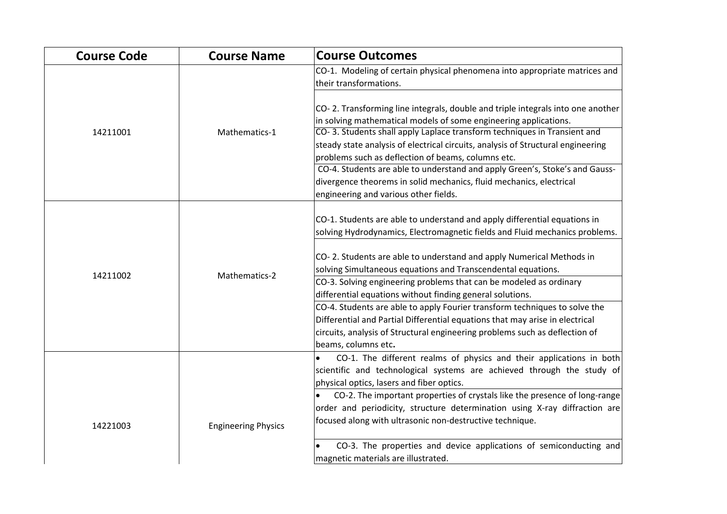| Course Code | Course Name | Course Outcomes |
| --- | --- | --- |
| 14211001 | Mathematics-1 | CO-1. Modeling of certain physical phenomena into appropriate matrices and their transformations. |
| | | CO- 2. Transforming line integrals, double and triple integrals into one another in solving mathematical models of some engineering applications. |
| | | CO- 3. Students shall apply Laplace transform techniques in Transient and steady state analysis of electrical circuits, analysis of Structural engineering problems such as deflection of beams, columns etc. |
| | | CO-4. Students are able to understand and apply Green's, Stoke's and Gauss-divergence theorems in solid mechanics, fluid mechanics, electrical engineering and various other fields. |
| 14211002 | Mathematics-2 | CO-1. Students are able to understand and apply differential equations in solving Hydrodynamics, Electromagnetic fields and Fluid mechanics problems. |
| | | CO- 2. Students are able to understand and apply Numerical Methods in solving Simultaneous equations and Transcendental equations. |
| | | CO-3. Solving engineering problems that can be modeled as ordinary differential equations without finding general solutions. |
| | | CO-4. Students are able to apply Fourier transform techniques to solve the Differential and Partial Differential equations that may arise in electrical circuits, analysis of Structural engineering problems such as deflection of beams, columns etc**.** |
| 14221003 | Engineering Physics | • CO-1. The different realms of physics and their applications in both scientific and technological systems are achieved through the study of physical optics, lasers and fiber optics. |
| | | • CO-2. The important properties of crystals like the presence of long-range order and periodicity, structure determination using X-ray diffraction are focused along with ultrasonic non-destructive technique. |
| | | • CO-3. The properties and device applications of semiconducting and magnetic materials are illustrated. |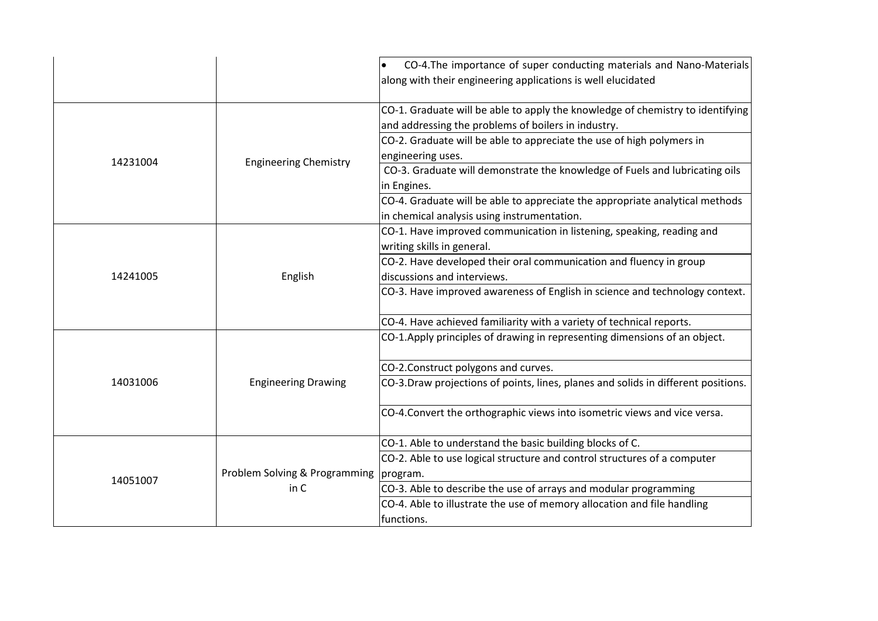| | | |
|---|---|---|
| | | • CO-4.The importance of super conducting materials and Nano-Materials along with their engineering applications is well elucidated |
| 14231004 | Engineering Chemistry | CO-1. Graduate will be able to apply the knowledge of chemistry to identifying and addressing the problems of boilers in industry. |
| | | CO-2. Graduate will be able to appreciate the use of high polymers in engineering uses. |
| | | CO-3. Graduate will demonstrate the knowledge of Fuels and lubricating oils in Engines. |
| | | CO-4. Graduate will be able to appreciate the appropriate analytical methods in chemical analysis using instrumentation. |
| 14241005 | English | CO-1. Have improved communication in listening, speaking, reading and writing skills in general. |
| | | CO-2. Have developed their oral communication and fluency in group discussions and interviews. |
| | | CO-3. Have improved awareness of English in science and technology context. |
| | | CO-4. Have achieved familiarity with a variety of technical reports. |
| 14031006 | Engineering Drawing | CO-1.Apply principles of drawing in representing dimensions of an object. |
| | | CO-2.Construct polygons and curves. |
| | | CO-3.Draw projections of points, lines, planes and solids in different positions. |
| | | CO-4.Convert the orthographic views into isometric views and vice versa. |
| 14051007 | Problem Solving & Programming in C | CO-1. Able to understand the basic building blocks of C. |
| | | CO-2. Able to use logical structure and control structures of a computer program. |
| | | CO-3. Able to describe the use of arrays and modular programming |
| | | CO-4. Able to illustrate the use of memory allocation and file handling functions. |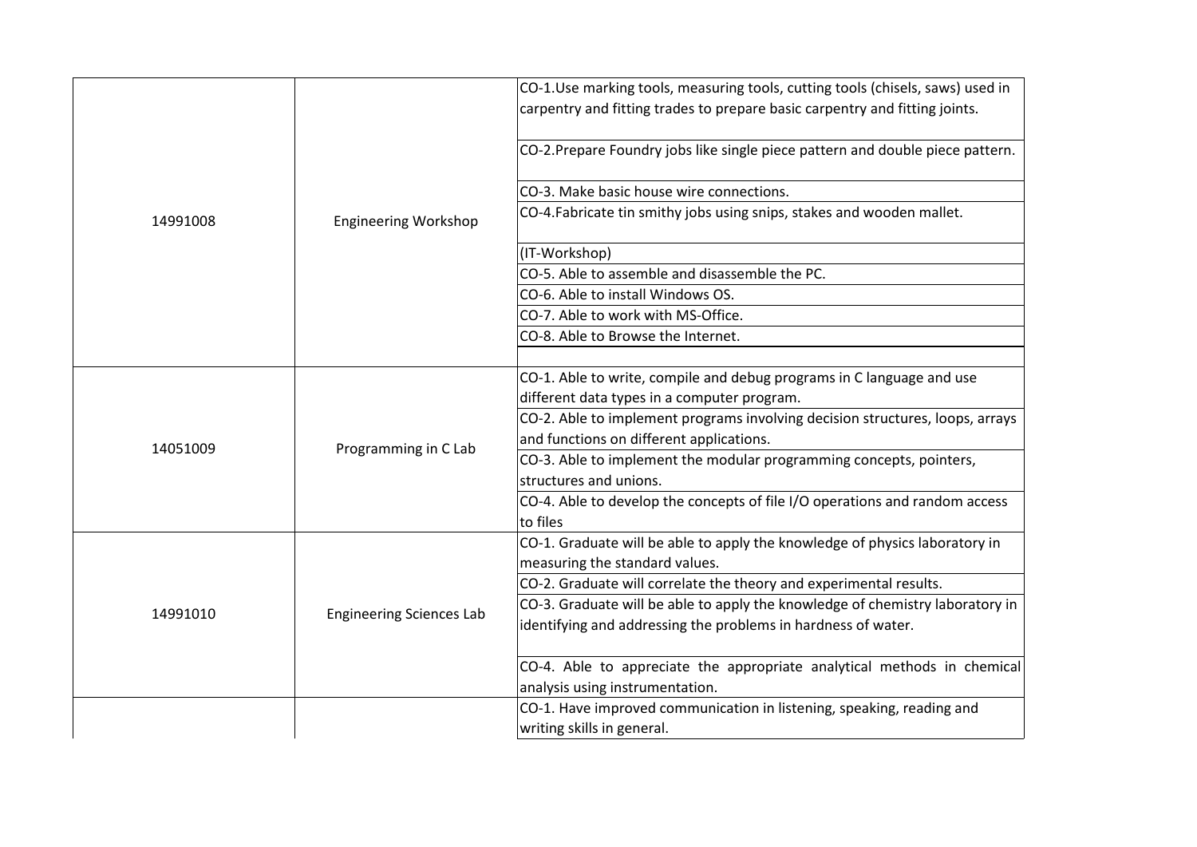| | | |
|---|---|---|
| 14991008 | Engineering Workshop | CO-1.Use marking tools, measuring tools, cutting tools (chisels, saws) used in carpentry and fitting trades to prepare basic carpentry and fitting joints. |
| | | CO-2.Prepare Foundry jobs like single piece pattern and double piece pattern. |
| | | CO-3. Make basic house wire connections. |
| | | CO-4.Fabricate tin smithy jobs using snips, stakes and wooden mallet. |
| | | (IT-Workshop) |
| | | CO-5. Able to assemble and disassemble the PC. |
| | | CO-6. Able to install Windows OS. |
| | | CO-7. Able to work with MS-Office. |
| | | CO-8. Able to Browse the Internet. |
| | | |
| 14051009 | Programming in C Lab | CO-1. Able to write, compile and debug programs in C language and use different data types in a computer program. |
| | | CO-2. Able to implement programs involving decision structures, loops, arrays and functions on different applications. |
| | | CO-3. Able to implement the modular programming concepts, pointers, structures and unions. |
| | | CO-4. Able to develop the concepts of file I/O operations and random access to files |
| 14991010 | Engineering Sciences Lab | CO-1. Graduate will be able to apply the knowledge of physics laboratory in measuring the standard values. |
| | | CO-2. Graduate will correlate the theory and experimental results. |
| | | CO-3. Graduate will be able to apply the knowledge of chemistry laboratory in identifying and addressing the problems in hardness of water. |
| | | CO-4. Able to appreciate the appropriate analytical methods in chemical analysis using instrumentation. |
| | | CO-1. Have improved communication in listening, speaking, reading and writing skills in general. |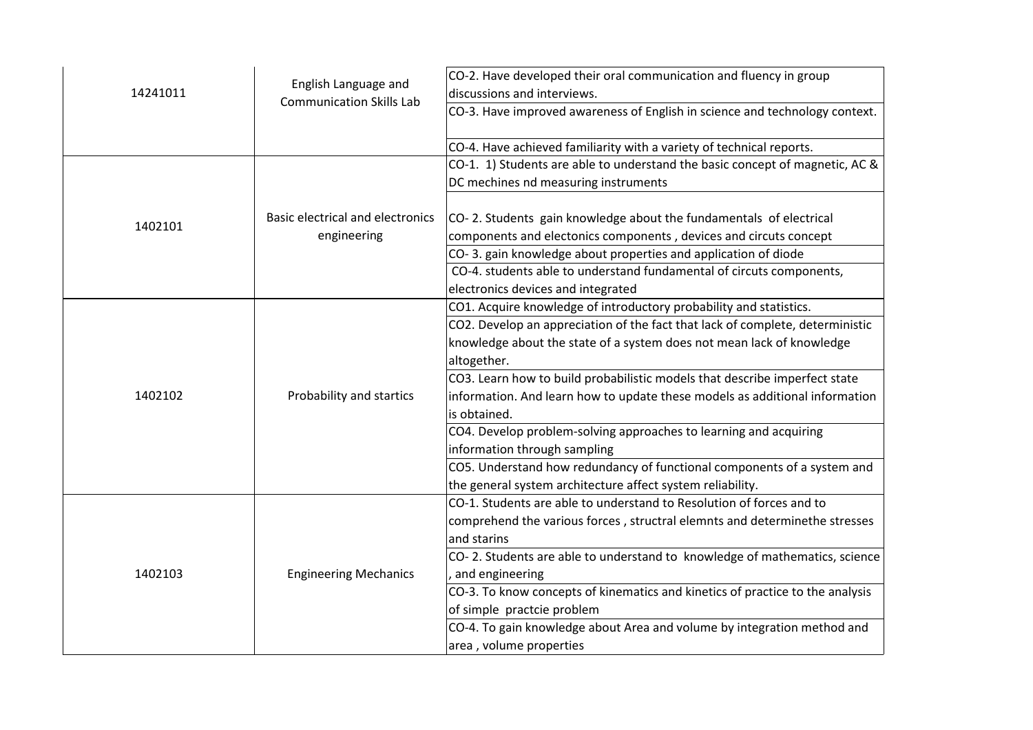| | | |
|---|---|---|
| 14241011 | English Language and Communication Skills Lab | CO-2. Have developed their oral communication and fluency in group discussions and interviews. |
| | | CO-3. Have improved awareness of English in science and technology context. |
| | | CO-4. Have achieved familiarity with a variety of technical reports. |
| 1402101 | Basic electrical and electronics engineering | CO-1. 1) Students are able to understand the basic concept of magnetic, AC & DC mechines nd measuring instruments |
| | | CO- 2. Students gain knowledge about the fundamentals of electrical components and electonics components , devices and circuts concept |
| | | CO- 3. gain knowledge about properties and application of diode |
| | | CO-4. students able to understand fundamental of circuts components, electronics devices and integrated |
| 1402102 | Probability and startics | CO1. Acquire knowledge of introductory probability and statistics. |
| | | CO2. Develop an appreciation of the fact that lack of complete, deterministic knowledge about the state of a system does not mean lack of knowledge altogether. |
| | | CO3. Learn how to build probabilistic models that describe imperfect state information. And learn how to update these models as additional information is obtained. |
| | | CO4. Develop problem-solving approaches to learning and acquiring information through sampling |
| | | CO5. Understand how redundancy of functional components of a system and the general system architecture affect system reliability. |
| 1402103 | Engineering Mechanics | CO-1. Students are able to understand to Resolution of forces and to comprehend the various forces , structral elemnts and determinethe stresses and starins |
| | | CO- 2. Students are able to understand to knowledge of mathematics, science , and engineering |
| | | CO-3. To know concepts of kinematics and kinetics of practice to the analysis of simple practcie problem |
| | | CO-4. To gain knowledge about Area and volume by integration method and area , volume properties |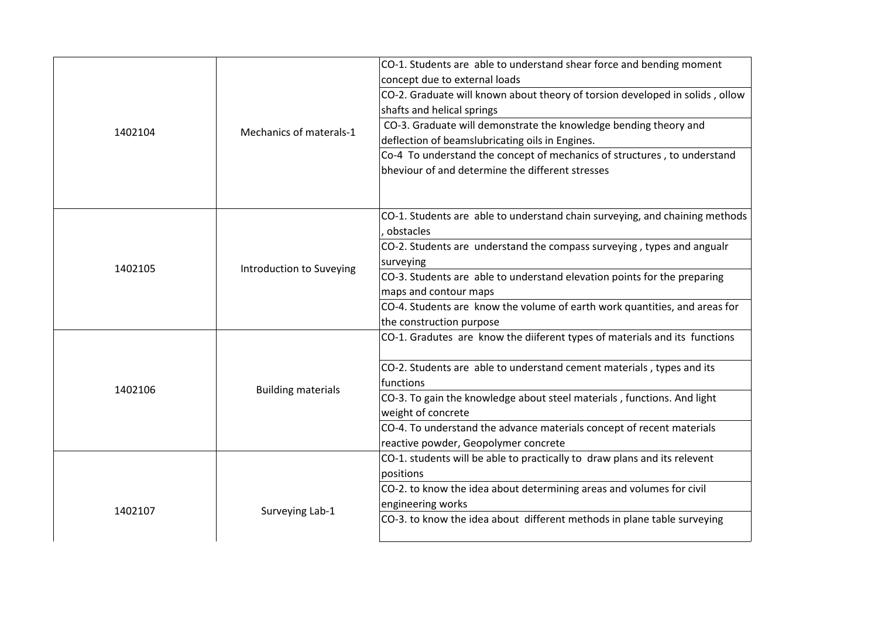| | | |
|---|---|---|
| 1402104 | Mechanics of materials-1 | CO-1. Students are able to understand shear force and bending moment concept due to external loads |
| | | CO-2. Graduate will known about theory of torsion developed in solids , ollow shafts and helical springs |
| | | CO-3. Graduate will demonstrate the knowledge bending theory and deflection of beamslubricating oils in Engines. |
| | | Co-4 To understand the concept of mechanics of structures , to understand bheviour of and determine the different stresses |
| 1402105 | Introduction to Suveying | CO-1. Students are able to understand chain surveying, and chaining methods , obstacles |
| | | CO-2. Students are understand the compass surveying , types and angualr surveying |
| | | CO-3. Students are able to understand elevation points for the preparing maps and contour maps |
| | | CO-4. Students are know the volume of earth work quantities, and areas for the construction purpose |
| 1402106 | Building materials | CO-1. Gradutes are know the diiferent types of materials and its functions |
| | | CO-2. Students are able to understand cement materials , types and its functions |
| | | CO-3. To gain the knowledge about steel materials , functions. And light weight of concrete |
| | | CO-4. To understand the advance materials concept of recent materials reactive powder, Geopolymer concrete |
| 1402107 | Surveying Lab-1 | CO-1. students will be able to practically to draw plans and its relevent positions |
| | | CO-2. to know the idea about determining areas and volumes for civil engineering works |
| | | CO-3. to know the idea about different methods in plane table surveying |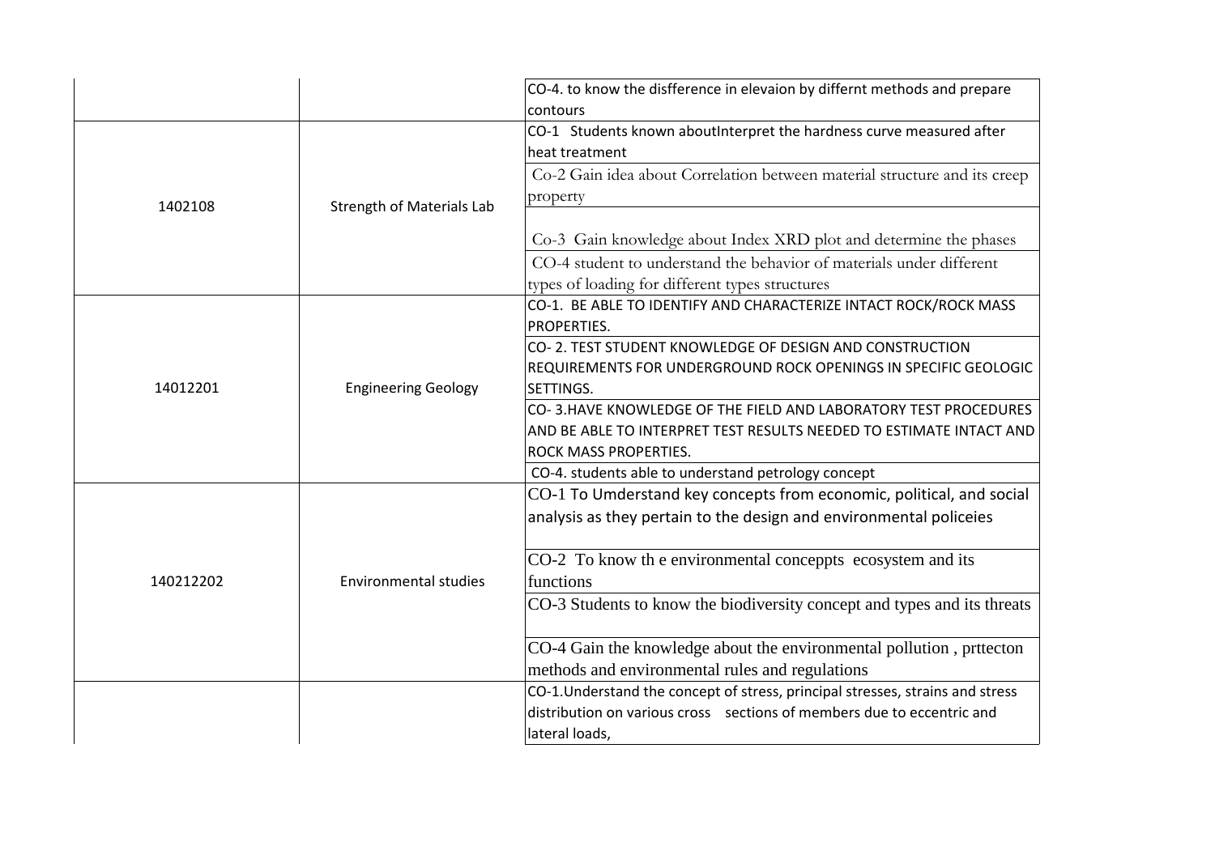| | | |
|---|---|---|
| | | CO-4. to know the disfference in elevaion by differnt methods and prepare contours |
| 1402108 | Strength of Materials Lab | CO-1 Students known aboutInterpret the hardness curve measured after heat treatment |
| | | Co-2 Gain idea about Correlation between material structure and its creep property |
| | | Co-3 Gain knowledge about Index XRD plot and determine the phases |
| | | CO-4 student to understand the behavior of materials under different types of loading for different types structures |
| 14012201 | Engineering Geology | CO-1. BE ABLE TO IDENTIFY AND CHARACTERIZE INTACT ROCK/ROCK MASS PROPERTIES. |
| | | CO- 2. TEST STUDENT KNOWLEDGE OF DESIGN AND CONSTRUCTION REQUIREMENTS FOR UNDERGROUND ROCK OPENINGS IN SPECIFIC GEOLOGIC SETTINGS. |
| | | CO- 3.HAVE KNOWLEDGE OF THE FIELD AND LABORATORY TEST PROCEDURES AND BE ABLE TO INTERPRET TEST RESULTS NEEDED TO ESTIMATE INTACT AND ROCK MASS PROPERTIES. |
| | | CO-4. students able to understand petrology concept |
| 140212202 | Environmental studies | CO-1 To Umderstand key concepts from economic, political, and social analysis as they pertain to the design and environmental policeies |
| | | CO-2 To know th e environmental conceppts ecosystem and its functions |
| | | CO-3 Students to know the biodiversity concept and types and its threats |
| | | CO-4 Gain the knowledge about the environmental pollution , prttecton methods and environmental rules and regulations |
| | | CO-1.Understand the concept of stress, principal stresses, strains and stress distribution on various cross sections of members due to eccentric and lateral loads, |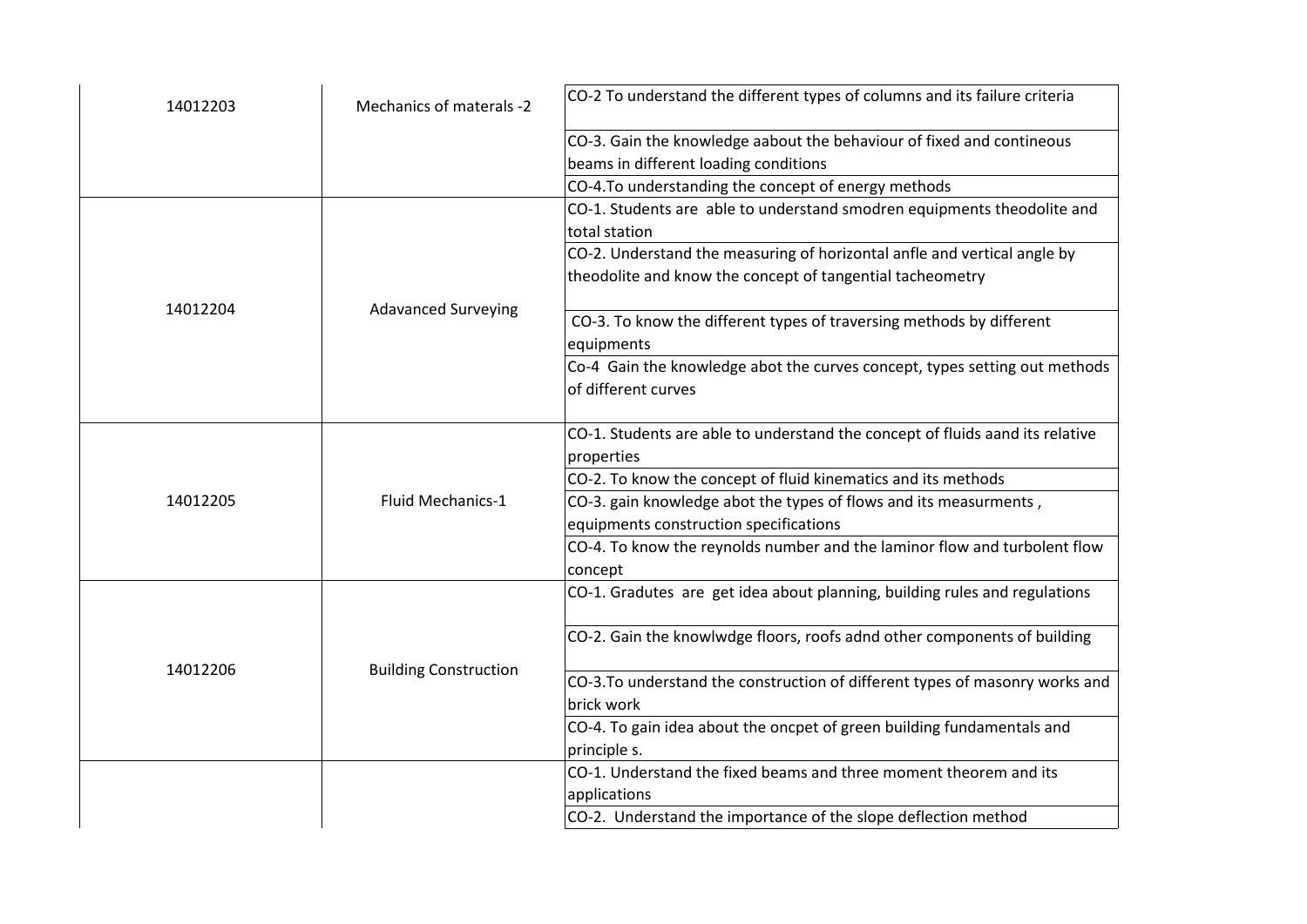| | | |
|---|---|---|
| 14012203 | Mechanics of materals -2 | CO-2 To understand the different types of columns and its failure criteria |
| | | CO-3. Gain the knowledge aabout the behaviour of fixed and contineous beams in different loading conditions |
| | | CO-4.To understanding the concept of energy methods |
| 14012204 | Adavanced Surveying | CO-1. Students are able to understand smodren equipments theodolite and total station |
| | | CO-2. Understand the measuring of horizontal anfle and vertical angle by theodolite and know the concept of tangential tacheometry |
| | | CO-3. To know the different types of traversing methods by different equipments |
| | | Co-4 Gain the knowledge abot the curves concept, types setting out methods of different curves |
| 14012205 | Fluid Mechanics-1 | CO-1. Students are able to understand the concept of fluids aand its relative properties |
| | | CO-2. To know the concept of fluid kinematics and its methods |
| | | CO-3. gain knowledge abot the types of flows and its measurments , equipments construction specifications |
| | | CO-4. To know the reynolds number and the laminor flow and turbolent flow concept |
| 14012206 | Building Construction | CO-1. Gradutes are get idea about planning, building rules and regulations |
| | | CO-2. Gain the knowlwdge floors, roofs adnd other components of building |
| | | CO-3.To understand the construction of different types of masonry works and brick work |
| | | CO-4. To gain idea about the oncpet of green building fundamentals and principle s. |
| | | CO-1. Understand the fixed beams and three moment theorem and its applications |
| | | CO-2. Understand the importance of the slope deflection method |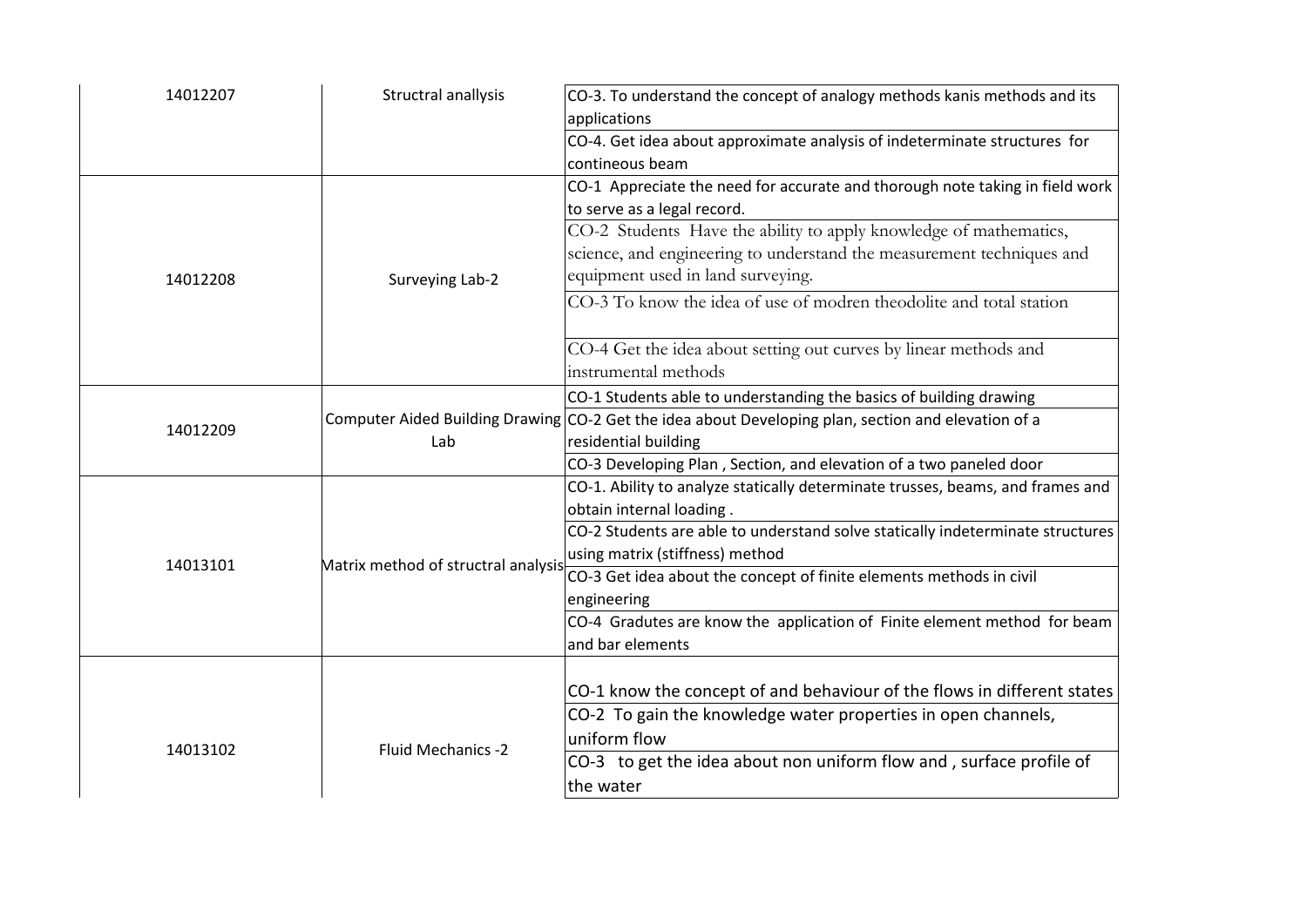| | | |
|---|---|---|
| 14012207 | Structral anallysis | CO-3. To understand the concept of analogy methods kanis methods and its applications |
| | | CO-4. Get idea about approximate analysis of indeterminate structures for contineous beam |
| 14012208 | Surveying Lab-2 | CO-1 Appreciate the need for accurate and thorough note taking in field work to serve as a legal record. |
| | | CO-2 Students Have the ability to apply knowledge of mathematics, science, and engineering to understand the measurement techniques and equipment used in land surveying. |
| | | CO-3 To know the idea of use of modren theodolite and total station |
| | | CO-4 Get the idea about setting out curves by linear methods and instrumental methods |
| 14012209 | Computer Aided Building Drawing Lab | CO-1 Students able to understanding the basics of building drawing |
| | | CO-2 Get the idea about Developing plan, section and elevation of a residential building |
| | | CO-3 Developing Plan , Section, and elevation of a two paneled door |
| 14013101 | Matrix method of structral analysis | CO-1. Ability to analyze statically determinate trusses, beams, and frames and obtain internal loading . |
| | | CO-2 Students are able to understand solve statically indeterminate structures using matrix (stiffness) method |
| | | CO-3 Get idea about the concept of finite elements methods in civil engineering |
| | | CO-4 Gradutes are know the application of Finite element method for beam and bar elements |
| 14013102 | Fluid Mechanics -2 | CO-1 know the concept of and behaviour of the flows in different states |
| | | CO-2 To gain the knowledge water properties in open channels, uniform flow |
| | | CO-3 to get the idea about non uniform flow and , surface profile of the water |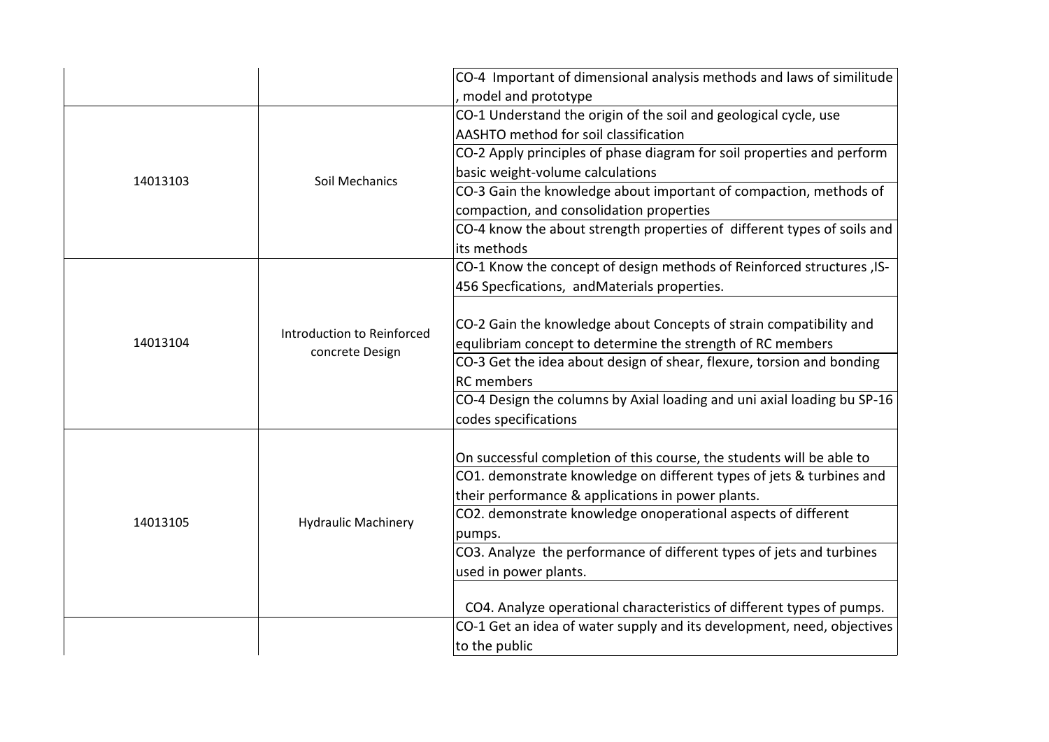| | | |
|---|---|---|
| | | CO-4 Important of dimensional analysis methods and laws of similitude , model and prototype |
| 14013103 | Soil Mechanics | CO-1 Understand the origin of the soil and geological cycle, use AASHTO method for soil classification |
| | | CO-2 Apply principles of phase diagram for soil properties and perform basic weight-volume calculations |
| | | CO-3 Gain the knowledge about important of compaction, methods of compaction, and consolidation properties |
| | | CO-4 know the about strength properties of different types of soils and its methods |
| 14013104 | Introduction to Reinforced concrete Design | CO-1 Know the concept of design methods of Reinforced structures ,IS-456 Specfications, andMaterials properties. |
| | | CO-2 Gain the knowledge about Concepts of strain compatibility and equlibriam concept to determine the strength of RC members |
| | | CO-3 Get the idea about design of shear, flexure, torsion and bonding RC members |
| | | CO-4 Design the columns by Axial loading and uni axial loading bu SP-16 codes specifications |
| 14013105 | Hydraulic Machinery | On successful completion of this course, the students will be able to |
| | | CO1. demonstrate knowledge on different types of jets & turbines and their performance & applications in power plants. |
| | | CO2. demonstrate knowledge onoperational aspects of different pumps. |
| | | CO3. Analyze the performance of different types of jets and turbines used in power plants. |
| | | CO4. Analyze operational characteristics of different types of pumps. |
| | | CO-1 Get an idea of water supply and its development, need, objectives to the public |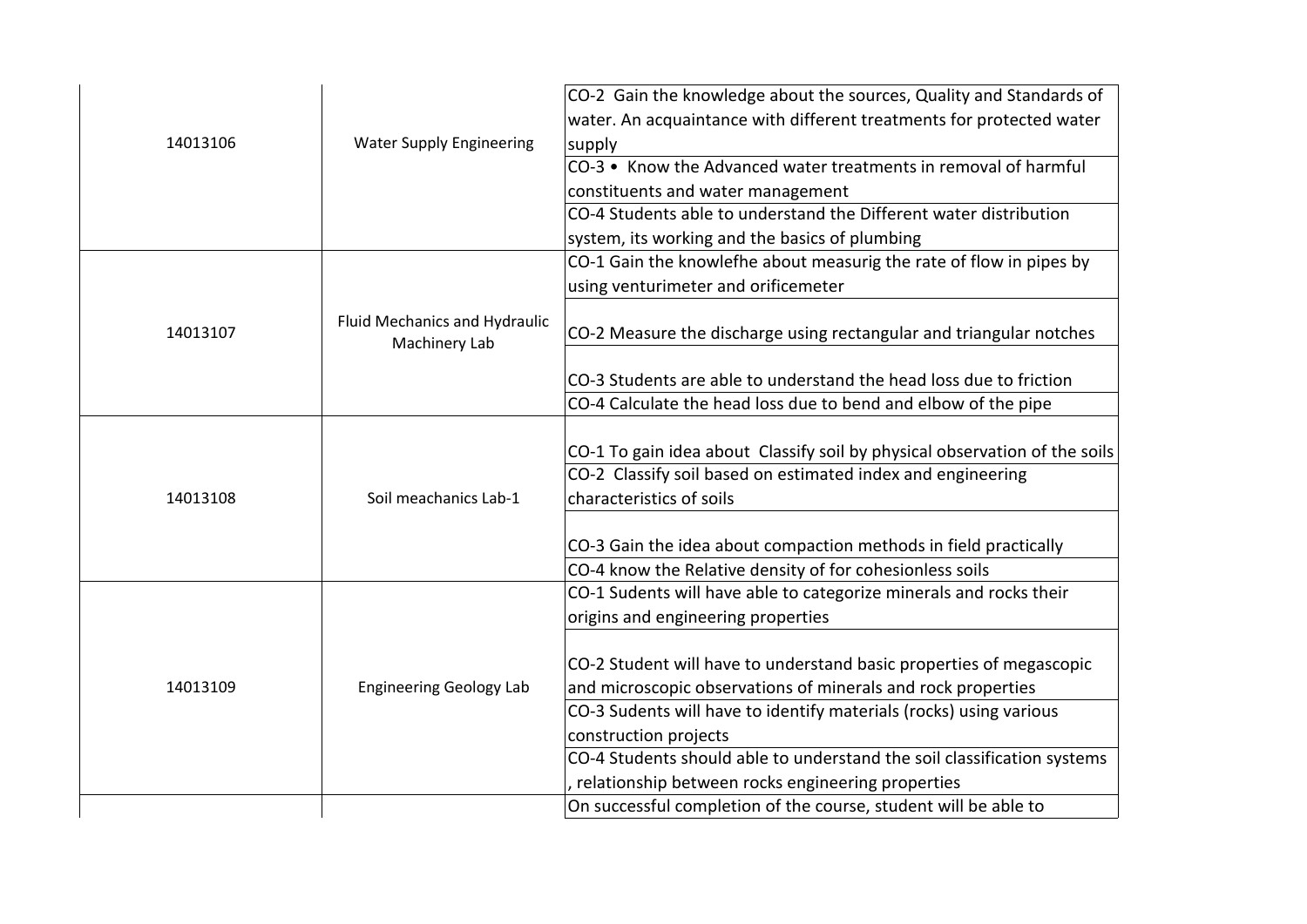| | | |
|---|---|---|
| 14013106 | Water Supply Engineering | CO-2 Gain the knowledge about the sources, Quality and Standards of water. An acquaintance with different treatments for protected water supply |
| | | CO-3 • Know the Advanced water treatments in removal of harmful constituents and water management |
| | | CO-4 Students able to understand the Different water distribution system, its working and the basics of plumbing |
| 14013107 | Fluid Mechanics and Hydraulic Machinery Lab | CO-1 Gain the knowlefhe about measurig the rate of flow in pipes by using venturimeter and orificemeter |
| | | CO-2 Measure the discharge using rectangular and triangular notches |
| | | CO-3 Students are able to understand the head loss due to friction |
| | | CO-4 Calculate the head loss due to bend and elbow of the pipe |
| 14013108 | Soil meachanics Lab-1 | CO-1 To gain idea about Classify soil by physical observation of the soils |
| | | CO-2 Classify soil based on estimated index and engineering characteristics of soils |
| | | CO-3 Gain the idea about compaction methods in field practically |
| | | CO-4 know the Relative density of for cohesionless soils |
| 14013109 | Engineering Geology Lab | CO-1 Sudents will have able to categorize minerals and rocks their origins and engineering properties |
| | | CO-2 Student will have to understand basic properties of megascopic and microscopic observations of minerals and rock properties |
| | | CO-3 Sudents will have to identify materials (rocks) using various construction projects |
| | | CO-4 Students should able to understand the soil classification systems , relationship between rocks engineering properties |
| | | On successful completion of the course, student will be able to |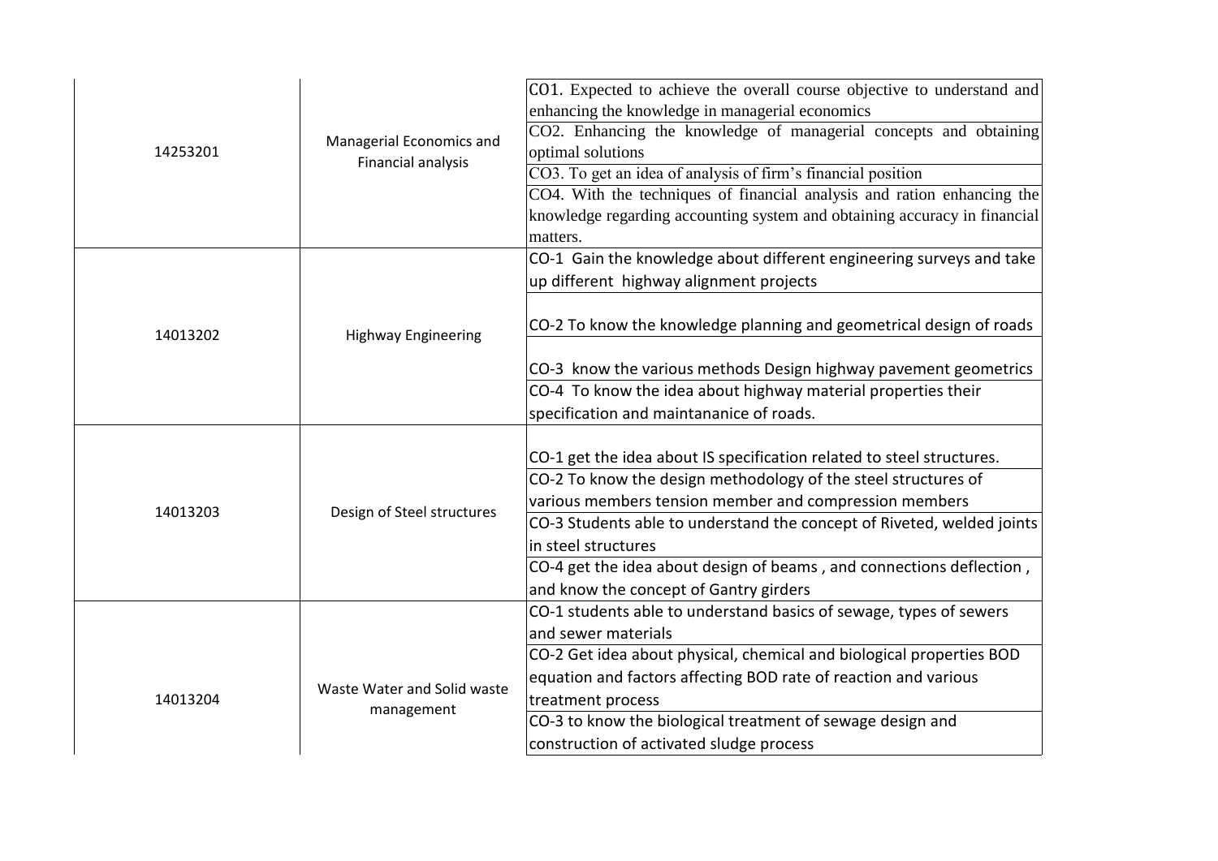| | | |
|---|---|---|
| 14253201 | Managerial Economics and Financial analysis | CO1. Expected to achieve the overall course objective to understand and enhancing the knowledge in managerial economics |
| | | CO2. Enhancing the knowledge of managerial concepts and obtaining optimal solutions |
| | | CO3. To get an idea of analysis of firm's financial position |
| | | CO4. With the techniques of financial analysis and ration enhancing the knowledge regarding accounting system and obtaining accuracy in financial matters. |
| 14013202 | Highway Engineering | CO-1 Gain the knowledge about different engineering surveys and take up different highway alignment projects |
| | | CO-2 To know the knowledge planning and geometrical design of roads |
| | | CO-3 know the various methods Design highway pavement geometrics |
| | | CO-4 To know the idea about highway material properties their specification and maintananice of roads. |
| 14013203 | Design of Steel structures | CO-1 get the idea about IS specification related to steel structures. |
| | | CO-2 To know the design methodology of the steel structures of various members tension member and compression members |
| | | CO-3 Students able to understand the concept of Riveted, welded joints in steel structures |
| | | CO-4 get the idea about design of beams , and connections deflection , and know the concept of Gantry girders |
| 14013204 | Waste Water and Solid waste management | CO-1 students able to understand basics of sewage, types of sewers and sewer materials |
| | | CO-2 Get idea about physical, chemical and biological properties BOD equation and factors affecting BOD rate of reaction and various treatment process |
| | | CO-3 to know the biological treatment of sewage design and construction of activated sludge process |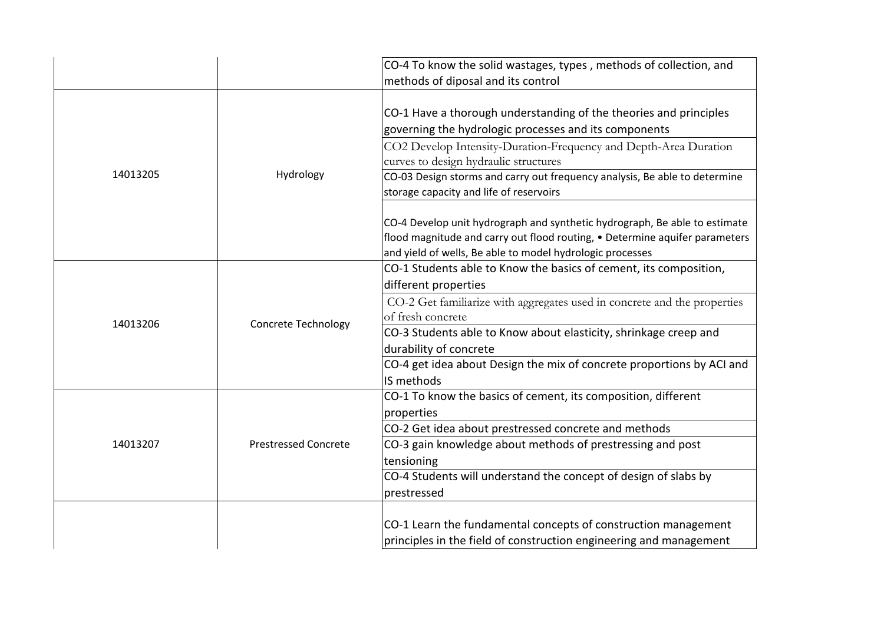| | | |
|---|---|---|
| | | CO-4 To know the solid wastages, types , methods of collection, and methods of diposal and its control |
| 14013205 | Hydrology | CO-1 Have a thorough understanding of the theories and principles governing the hydrologic processes and its components |
| | | CO2 Develop Intensity-Duration-Frequency and Depth-Area Duration curves to design hydraulic structures |
| | | CO-03 Design storms and carry out frequency analysis, Be able to determine storage capacity and life of reservoirs |
| | | CO-4 Develop unit hydrograph and synthetic hydrograph, Be able to estimate flood magnitude and carry out flood routing, • Determine aquifer parameters and yield of wells, Be able to model hydrologic processes |
| 14013206 | Concrete Technology | CO-1 Students able to Know the basics of cement, its composition, different properties |
| | | CO-2 Get familiarize with aggregates used in concrete and the properties of fresh concrete |
| | | CO-3 Students able to Know about elasticity, shrinkage creep and durability of concrete |
| | | CO-4 get idea about Design the mix of concrete proportions by ACI and IS methods |
| 14013207 | Prestressed Concrete | CO-1 To know the basics of cement, its composition, different properties |
| | | CO-2 Get idea about prestressed concrete and methods |
| | | CO-3 gain knowledge about methods of prestressing and post tensioning |
| | | CO-4 Students will understand the concept of design of slabs by prestressed |
| | | CO-1 Learn the fundamental concepts of construction management principles in the field of construction engineering and management |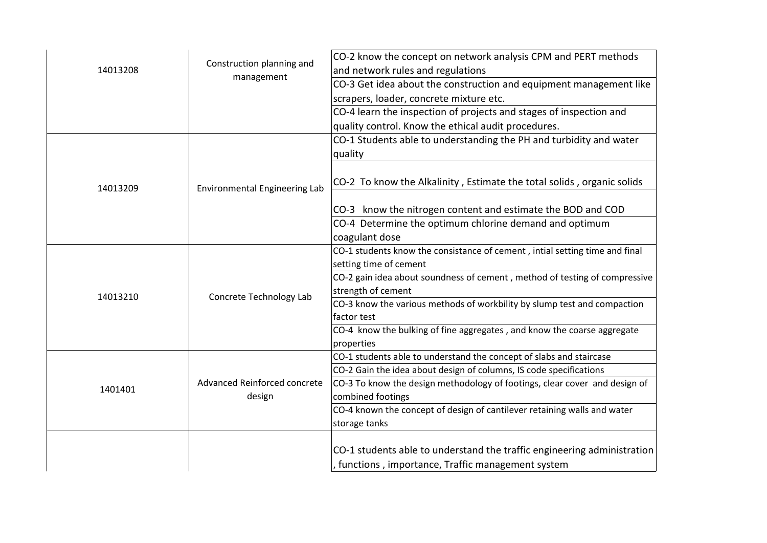| | | |
|---|---|---|
| 14013208 | Construction planning and management | CO-2 know the concept on network analysis CPM and PERT methods and network rules and regulations |
| | | CO-3 Get idea about the construction and equipment management like scrapers, loader, concrete mixture etc. |
| | | CO-4 learn the inspection of projects and stages of inspection and quality control. Know the ethical audit procedures. |
| 14013209 | Environmental Engineering Lab | CO-1 Students able to understanding the PH and turbidity and water quality |
| | | CO-2 To know the Alkalinity , Estimate the total solids , organic solids |
| | | CO-3 know the nitrogen content and estimate the BOD and COD |
| | | CO-4 Determine the optimum chlorine demand and optimum coagulant dose |
| 14013210 | Concrete Technology Lab | CO-1 students know the consistance of cement , intial setting time and final setting time of cement |
| | | CO-2 gain idea about soundness of cement , method of testing of compressive strength of cement |
| | | CO-3 know the various methods of workbility by slump test and compaction factor test |
| | | CO-4 know the bulking of fine aggregates , and know the coarse aggregate properties |
| 1401401 | Advanced Reinforced concrete design | CO-1 students able to understand the concept of slabs and staircase |
| | | CO-2 Gain the idea about design of columns, IS code specifications |
| | | CO-3 To know the design methodology of footings, clear cover and design of combined footings |
| | | CO-4 known the concept of design of cantilever retaining walls and water storage tanks |
| | | CO-1 students able to understand the traffic engineering administration , functions , importance, Traffic management system |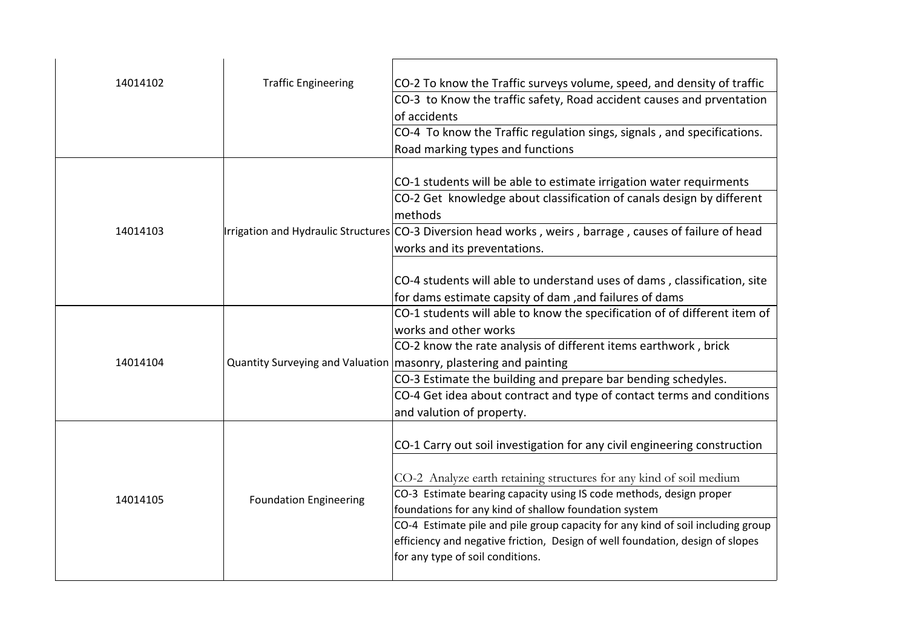| | | |
|---|---|---|
| 14014102 | Traffic Engineering | CO-2 To know the Traffic surveys volume, speed, and density of traffic |
| | | CO-3 to Know the traffic safety, Road accident causes and prventation of accidents |
| | | CO-4 To know the Traffic regulation sings, signals , and specifications. Road marking types and functions |
| 14014103 | Irrigation and Hydraulic Structures | CO-1 students will be able to estimate irrigation water requirments |
| | | CO-2 Get knowledge about classification of canals design by different methods |
| | | CO-3 Diversion head works , weirs , barrage , causes of failure of head works and its preventations. |
| | | CO-4 students will able to understand uses of dams , classification, site for dams estimate capsity of dam ,and failures of dams |
| 14014104 | Quantity Surveying and Valuation | CO-1 students will able to know the specification of of different item of works and other works |
| | | CO-2 know the rate analysis of different items earthwork , brick masonry, plastering and painting |
| | | CO-3 Estimate the building and prepare bar bending schedyles. |
| | | CO-4 Get idea about contract and type of contact terms and conditions and valution of property. |
| 14014105 | Foundation Engineering | CO-1 Carry out soil investigation for any civil engineering construction |
| | | CO-2 Analyze earth retaining structures for any kind of soil medium |
| | | CO-3 Estimate bearing capacity using IS code methods, design proper foundations for any kind of shallow foundation system |
| | | CO-4 Estimate pile and pile group capacity for any kind of soil including group efficiency and negative friction, Design of well foundation, design of slopes for any type of soil conditions. |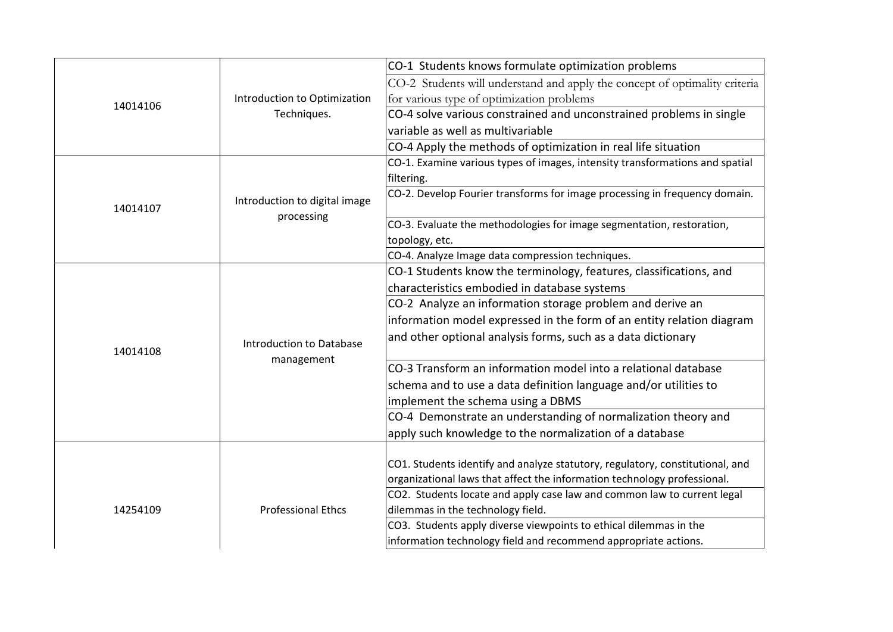| | | |
|---|---|---|
| 14014106 | Introduction to Optimization Techniques. | CO-1 Students knows formulate optimization problems |
| | | CO-2 Students will understand and apply the concept of optimality criteria for various type of optimization problems |
| | | CO-4 solve various constrained and unconstrained problems in single variable as well as multivariable |
| | | CO-4 Apply the methods of optimization in real life situation |
| 14014107 | Introduction to digital image processing | CO-1. Examine various types of images, intensity transformations and spatial filtering. |
| | | CO-2. Develop Fourier transforms for image processing in frequency domain. |
| | | CO-3. Evaluate the methodologies for image segmentation, restoration, topology, etc. |
| | | CO-4. Analyze Image data compression techniques. |
| 14014108 | Introduction to Database management | CO-1 Students know the terminology, features, classifications, and characteristics embodied in database systems |
| | | CO-2 Analyze an information storage problem and derive an information model expressed in the form of an entity relation diagram and other optional analysis forms, such as a data dictionary |
| | | CO-3 Transform an information model into a relational database schema and to use a data definition language and/or utilities to implement the schema using a DBMS |
| | | CO-4 Demonstrate an understanding of normalization theory and apply such knowledge to the normalization of a database |
| 14254109 | Professional Ethcs | CO1. Students identify and analyze statutory, regulatory, constitutional, and organizational laws that affect the information technology professional. |
| | | CO2. Students locate and apply case law and common law to current legal dilemmas in the technology field. |
| | | CO3. Students apply diverse viewpoints to ethical dilemmas in the information technology field and recommend appropriate actions. |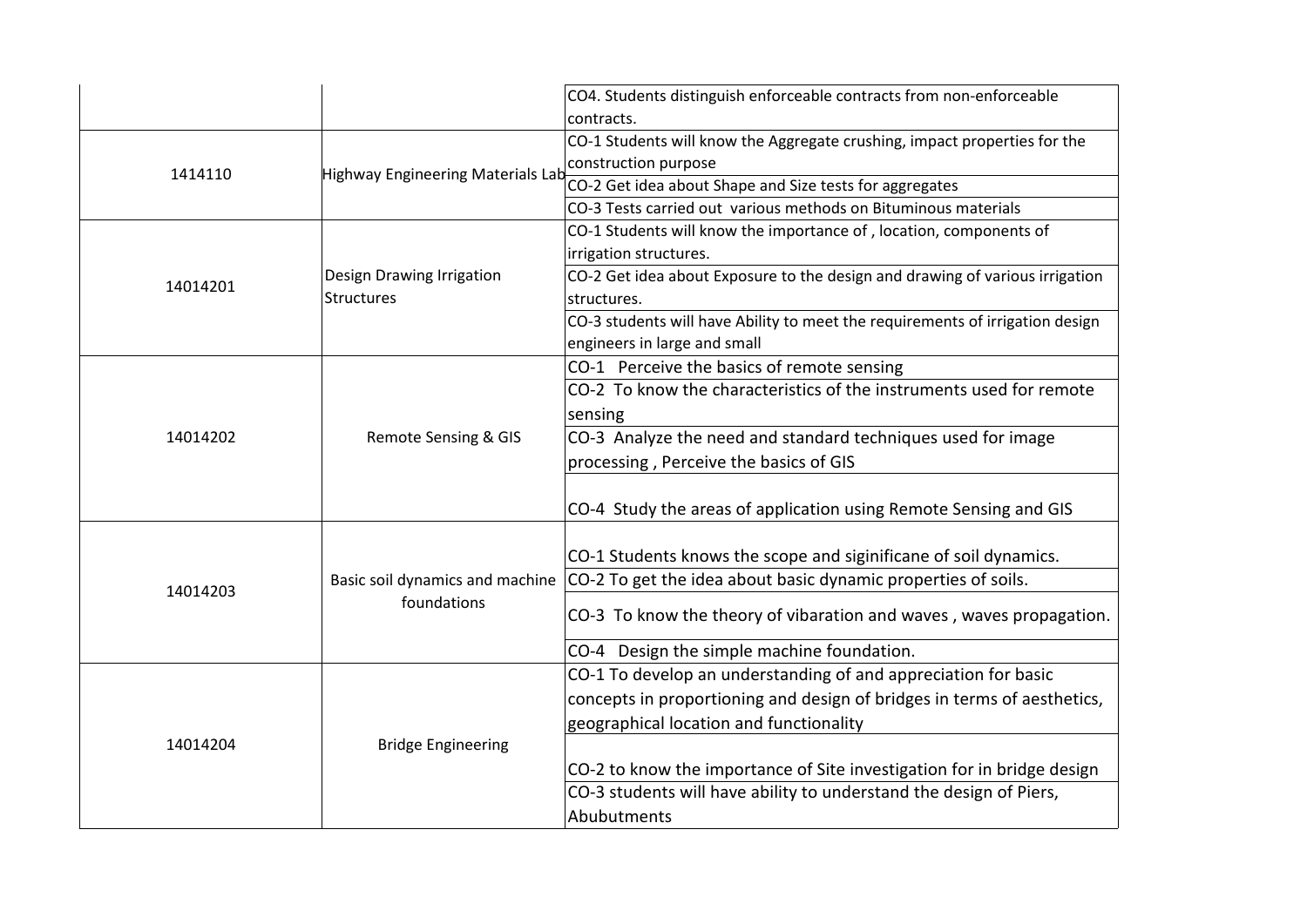| | | |
|---|---|---|
| | | CO4. Students distinguish enforceable contracts from non-enforceable contracts. |
| 1414110 | Highway Engineering Materials Lab | CO-1 Students will know the Aggregate crushing, impact properties for the construction purpose |
| | | CO-2 Get idea about Shape and Size tests for aggregates |
| | | CO-3 Tests carried out various methods on Bituminous materials |
| 14014201 | Design Drawing Irrigation Structures | CO-1 Students will know the importance of , location, components of irrigation structures. |
| | | CO-2 Get idea about Exposure to the design and drawing of various irrigation structures. |
| | | CO-3 students will have Ability to meet the requirements of irrigation design engineers in large and small |
| 14014202 | Remote Sensing & GIS | CO-1 Perceive the basics of remote sensing |
| | | CO-2 To know the characteristics of the instruments used for remote sensing |
| | | CO-3 Analyze the need and standard techniques used for image processing , Perceive the basics of GIS |
| | | CO-4 Study the areas of application using Remote Sensing and GIS |
| 14014203 | Basic soil dynamics and machine foundations | CO-1 Students knows the scope and siginificane of soil dynamics. |
| | | CO-2 To get the idea about basic dynamic properties of soils. |
| | | CO-3 To know the theory of vibaration and waves , waves propagation. |
| | | CO-4 Design the simple machine foundation. |
| 14014204 | Bridge Engineering | CO-1 To develop an understanding of and appreciation for basic concepts in proportioning and design of bridges in terms of aesthetics, geographical location and functionality |
| | | CO-2 to know the importance of Site investigation for in bridge design |
| | | CO-3 students will have ability to understand the design of Piers, Abubutments |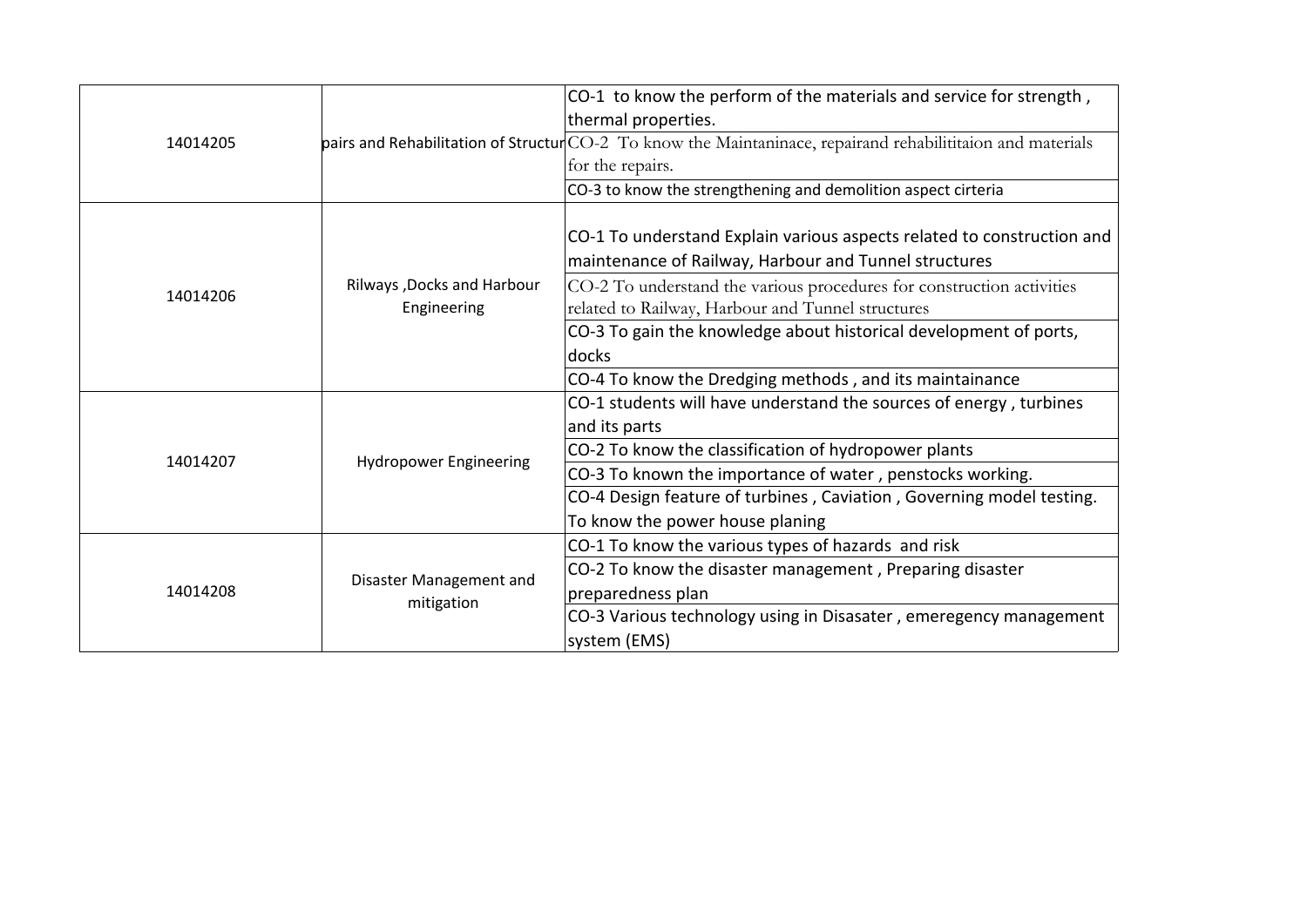| | | |
|---|---|---|
| 14014205 | pairs and Rehabilitation of Structur | CO-1 to know the perform of the materials and service for strength , thermal properties. |
| | | CO-2 To know the Maintaninace, repairand rehabilititaion and materials for the repairs. |
| | | CO-3 to know the strengthening and demolition aspect cirteria |
| 14014206 | Rilways ,Docks and Harbour Engineering | CO-1 To understand Explain various aspects related to construction and maintenance of Railway, Harbour and Tunnel structures |
| | | CO-2 To understand the various procedures for construction activities related to Railway, Harbour and Tunnel structures |
| | | CO-3 To gain the knowledge about historical development of ports, docks |
| | | CO-4 To know the Dredging methods , and its maintainance |
| 14014207 | Hydropower Engineering | CO-1 students will have understand the sources of energy , turbines and its parts |
| | | CO-2 To know the classification of hydropower plants |
| | | CO-3 To known the importance of water , penstocks working. |
| | | CO-4 Design feature of turbines , Caviation , Governing model testing. To know the power house planing |
| 14014208 | Disaster Management and mitigation | CO-1 To know the various types of hazards and risk |
| | | CO-2 To know the disaster management , Preparing disaster preparedness plan |
| | | CO-3 Various technology using in Disasater , emeregency management system (EMS) |